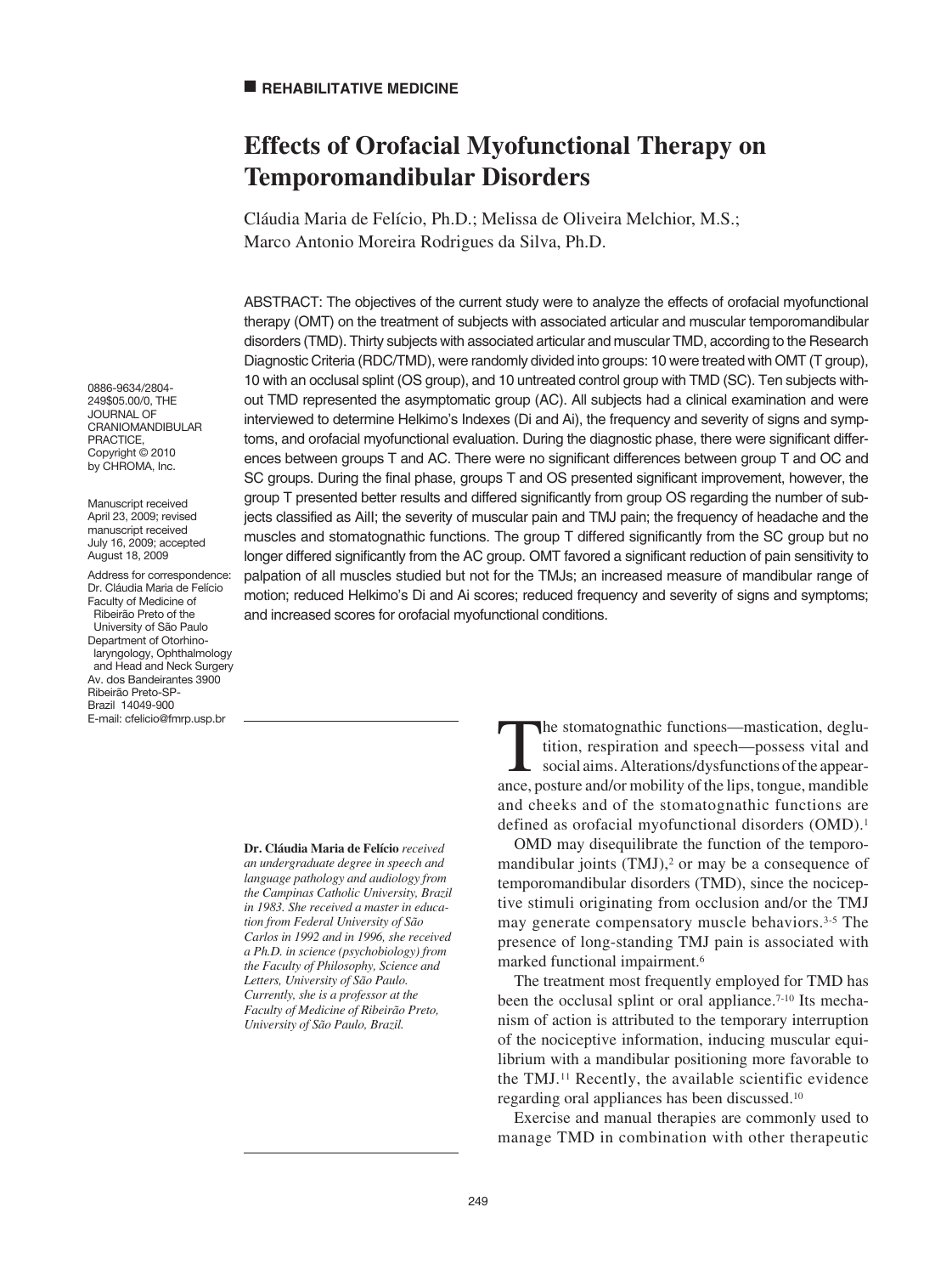**REHABILITATIVE MEDICINE**

# Effects of Orofacial Myofunctional Therapy on Temporomandibular Disorders

Cláudia Maria de Felício, Ph.D.; Melissa de Oliveira Melchior, M.S.; Marco Antonio Moreira Rodrigues da Silva, Ph.D.

0886-9634/2804-249$05.00/0, THE JOURNAL OF CRANIOMANDIBULAR PRACTICE, Copyright © 2010 by CHROMA, Inc.

Manuscript received April 23, 2009; revised manuscript received July 16, 2009; accepted August 18, 2009

Address for correspondence: Dr. Cláudia Maria de Felício Faculty of Medicine of Ribeirão Preto of the University of São Paulo Department of Otorhinolaryngology, Ophthalmology and Head and Neck Surgery Av. dos Bandeirantes 3900 Ribeirão Preto-SP-Brazil 14049-900 E-mail: cfelicio@fmrp.usp.br

ABSTRACT: The objectives of the current study were to analyze the effects of orofacial myofunctional therapy (OMT) on the treatment of subjects with associated articular and muscular temporomandibular disorders (TMD). Thirty subjects with associated articular and muscular TMD, according to the Research Diagnostic Criteria (RDC/TMD), were randomly divided into groups: 10 were treated with OMT (T group), 10 with an occlusal splint (OS group), and 10 untreated control group with TMD (SC). Ten subjects without TMD represented the asymptomatic group (AC). All subjects had a clinical examination and were interviewed to determine Helkimo's Indexes (Di and Ai), the frequency and severity of signs and symptoms, and orofacial myofunctional evaluation. During the diagnostic phase, there were significant differences between groups T and AC. There were no significant differences between group T and OC and SC groups. During the final phase, groups T and OS presented significant improvement, however, the group T presented better results and differed significantly from group OS regarding the number of subjects classified as AiII; the severity of muscular pain and TMJ pain; the frequency of headache and the muscles and stomatognathic functions. The group T differed significantly from the SC group but no longer differed significantly from the AC group. OMT favored a significant reduction of pain sensitivity to palpation of all muscles studied but not for the TMJs; an increased measure of mandibular range of motion; reduced Helkimo's Di and Ai scores; reduced frequency and severity of signs and symptoms; and increased scores for orofacial myofunctional conditions.

**Dr. Cláudia Maria de Felício** *received an undergraduate degree in speech and language pathology and audiology from the Campinas Catholic University, Brazil in 1983. She received a master in education from Federal University of São Carlos in 1992 and in 1996, she received a Ph.D. in science (psychobiology) from the Faculty of Philosophy, Science and Letters, University of São Paulo. Currently, she is a professor at the Faculty of Medicine of Ribeirão Preto, University of São Paulo, Brazil.*

The stomatognathic functions—mastication, deglutition, respiration and speech—possess vital and social aims. Alterations/dysfunctions of the appearance, posture and/or mobility of the lips, tongue, mandible and cheeks and of the stomatognathic functions are defined as orofacial myofunctional disorders (OMD).[1]

OMD may disequilibrate the function of the temporomandibular joints (TMJ),[2] or may be a consequence of temporomandibular disorders (TMD), since the nociceptive stimuli originating from occlusion and/or the TMJ may generate compensatory muscle behaviors.[3-5] The presence of long-standing TMJ pain is associated with marked functional impairment.[6]

The treatment most frequently employed for TMD has been the occlusal splint or oral appliance.[7-10] Its mechanism of action is attributed to the temporary interruption of the nociceptive information, inducing muscular equilibrium with a mandibular positioning more favorable to the TMJ.[11] Recently, the available scientific evidence regarding oral appliances has been discussed.[10]

Exercise and manual therapies are commonly used to manage TMD in combination with other therapeutic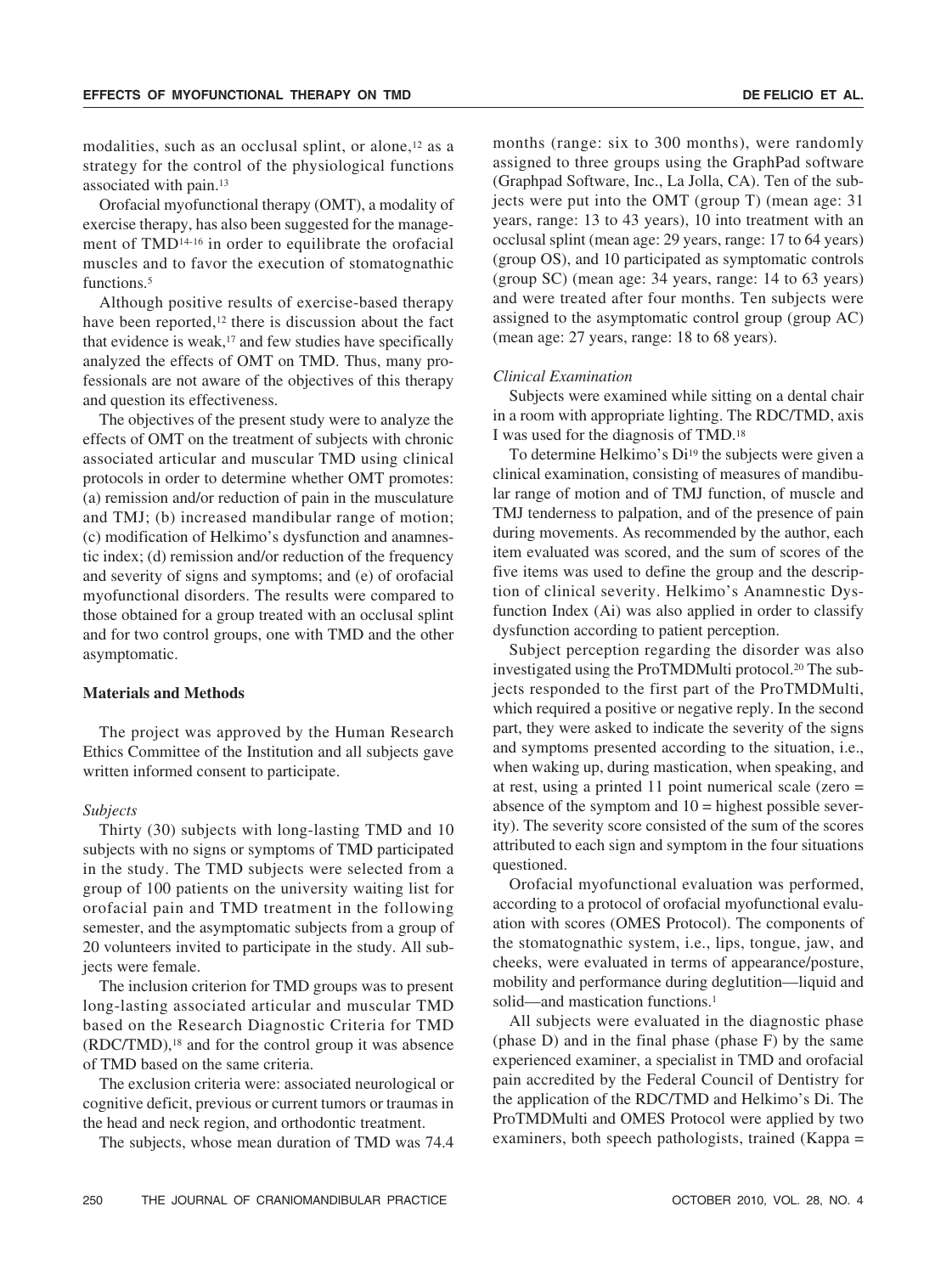modalities, such as an occlusal splint, or alone,[12] as a strategy for the control of the physiological functions associated with pain.[13]

Orofacial myofunctional therapy (OMT), a modality of exercise therapy, has also been suggested for the management of TMD[14-16] in order to equilibrate the orofacial muscles and to favor the execution of stomatognathic functions.[5]

Although positive results of exercise-based therapy have been reported,[12] there is discussion about the fact that evidence is weak,[17] and few studies have specifically analyzed the effects of OMT on TMD. Thus, many professionals are not aware of the objectives of this therapy and question its effectiveness.

The objectives of the present study were to analyze the effects of OMT on the treatment of subjects with chronic associated articular and muscular TMD using clinical protocols in order to determine whether OMT promotes: (a) remission and/or reduction of pain in the musculature and TMJ; (b) increased mandibular range of motion; (c) modification of Helkimo's dysfunction and anamnestic index; (d) remission and/or reduction of the frequency and severity of signs and symptoms; and (e) of orofacial myofunctional disorders. The results were compared to those obtained for a group treated with an occlusal splint and for two control groups, one with TMD and the other asymptomatic.

## Materials and Methods

The project was approved by the Human Research Ethics Committee of the Institution and all subjects gave written informed consent to participate.

### *Subjects*

Thirty (30) subjects with long-lasting TMD and 10 subjects with no signs or symptoms of TMD participated in the study. The TMD subjects were selected from a group of 100 patients on the university waiting list for orofacial pain and TMD treatment in the following semester, and the asymptomatic subjects from a group of 20 volunteers invited to participate in the study. All subjects were female.

The inclusion criterion for TMD groups was to present long-lasting associated articular and muscular TMD based on the Research Diagnostic Criteria for TMD (RDC/TMD),[18] and for the control group it was absence of TMD based on the same criteria.

The exclusion criteria were: associated neurological or cognitive deficit, previous or current tumors or traumas in the head and neck region, and orthodontic treatment.

The subjects, whose mean duration of TMD was 74.4 months (range: six to 300 months), were randomly assigned to three groups using the GraphPad software (Graphpad Software, Inc., La Jolla, CA). Ten of the subjects were put into the OMT (group T) (mean age: 31 years, range: 13 to 43 years), 10 into treatment with an occlusal splint (mean age: 29 years, range: 17 to 64 years) (group OS), and 10 participated as symptomatic controls (group SC) (mean age: 34 years, range: 14 to 63 years) and were treated after four months. Ten subjects were assigned to the asymptomatic control group (group AC) (mean age: 27 years, range: 18 to 68 years).

### *Clinical Examination*

Subjects were examined while sitting on a dental chair in a room with appropriate lighting. The RDC/TMD, axis I was used for the diagnosis of TMD.[18]

To determine Helkimo's Di[19] the subjects were given a clinical examination, consisting of measures of mandibular range of motion and of TMJ function, of muscle and TMJ tenderness to palpation, and of the presence of pain during movements. As recommended by the author, each item evaluated was scored, and the sum of scores of the five items was used to define the group and the description of clinical severity. Helkimo's Anamnestic Dysfunction Index (Ai) was also applied in order to classify dysfunction according to patient perception.

Subject perception regarding the disorder was also investigated using the ProTMDMulti protocol.[20] The subjects responded to the first part of the ProTMDMulti, which required a positive or negative reply. In the second part, they were asked to indicate the severity of the signs and symptoms presented according to the situation, i.e., when waking up, during mastication, when speaking, and at rest, using a printed 11 point numerical scale (zero = absence of the symptom and 10 = highest possible severity). The severity score consisted of the sum of the scores attributed to each sign and symptom in the four situations questioned.

Orofacial myofunctional evaluation was performed, according to a protocol of orofacial myofunctional evaluation with scores (OMES Protocol). The components of the stomatognathic system, i.e., lips, tongue, jaw, and cheeks, were evaluated in terms of appearance/posture, mobility and performance during deglutition—liquid and solid—and mastication functions.[1]

All subjects were evaluated in the diagnostic phase (phase D) and in the final phase (phase F) by the same experienced examiner, a specialist in TMD and orofacial pain accredited by the Federal Council of Dentistry for the application of the RDC/TMD and Helkimo's Di. The ProTMDMulti and OMES Protocol were applied by two examiners, both speech pathologists, trained (Kappa =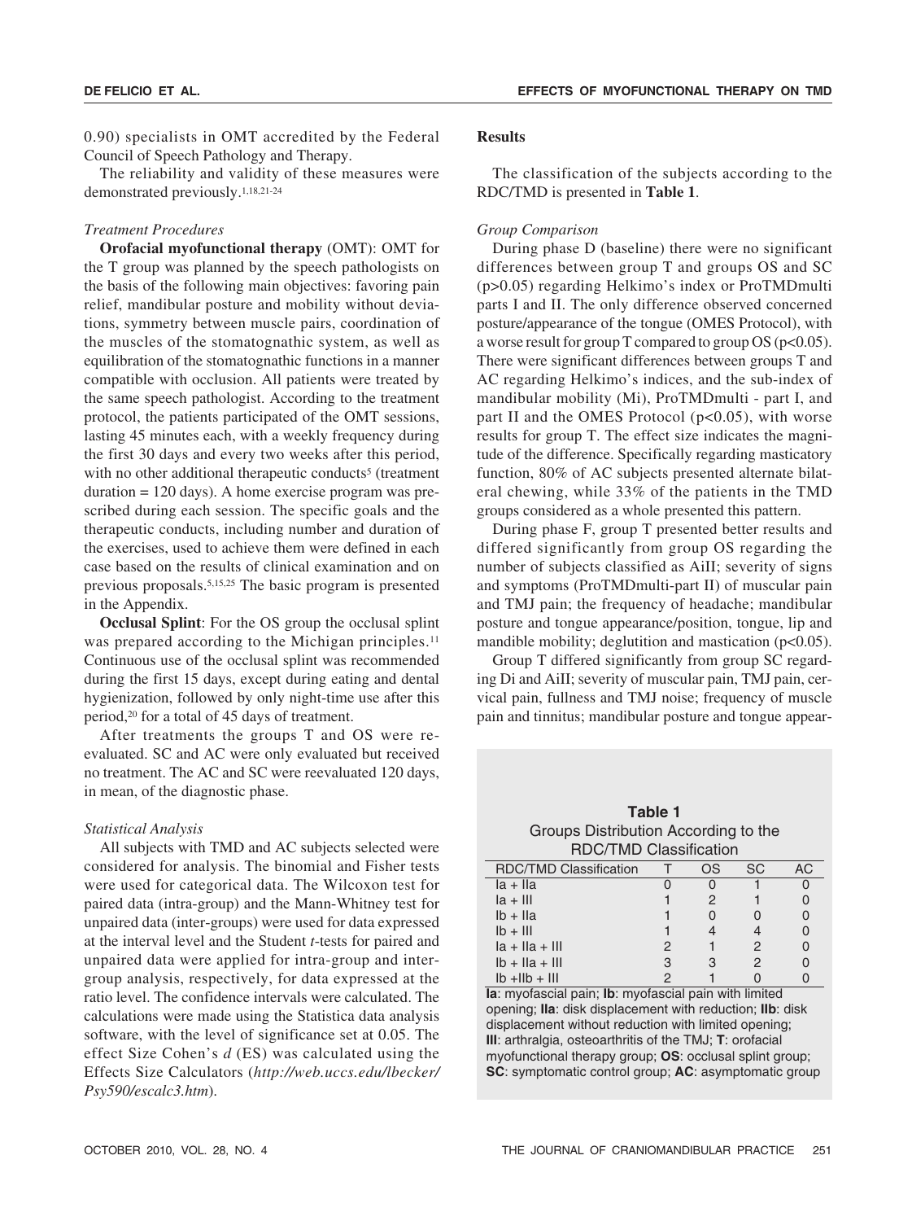0.90) specialists in OMT accredited by the Federal Council of Speech Pathology and Therapy.

The reliability and validity of these measures were demonstrated previously.[1,18,21-24]

*Treatment Procedures*

**Orofacial myofunctional therapy** (OMT): OMT for the T group was planned by the speech pathologists on the basis of the following main objectives: favoring pain relief, mandibular posture and mobility without deviations, symmetry between muscle pairs, coordination of the muscles of the stomatognathic system, as well as equilibration of the stomatognathic functions in a manner compatible with occlusion. All patients were treated by the same speech pathologist. According to the treatment protocol, the patients participated of the OMT sessions, lasting 45 minutes each, with a weekly frequency during the first 30 days and every two weeks after this period, with no other additional therapeutic conducts[5] (treatment duration = 120 days). A home exercise program was prescribed during each session. The specific goals and the therapeutic conducts, including number and duration of the exercises, used to achieve them were defined in each case based on the results of clinical examination and on previous proposals.[5,15,25] The basic program is presented in the Appendix.

**Occlusal Splint**: For the OS group the occlusal splint was prepared according to the Michigan principles.[11] Continuous use of the occlusal splint was recommended during the first 15 days, except during eating and dental hygienization, followed by only night-time use after this period,[20] for a total of 45 days of treatment.

After treatments the groups T and OS were re-evaluated. SC and AC were only evaluated but received no treatment. The AC and SC were reevaluated 120 days, in mean, of the diagnostic phase.

*Statistical Analysis*

All subjects with TMD and AC subjects selected were considered for analysis. The binomial and Fisher tests were used for categorical data. The Wilcoxon test for paired data (intra-group) and the Mann-Whitney test for unpaired data (inter-groups) were used for data expressed at the interval level and the Student *t*-tests for paired and unpaired data were applied for intra-group and inter-group analysis, respectively, for data expressed at the ratio level. The confidence intervals were calculated. The calculations were made using the Statistica data analysis software, with the level of significance set at 0.05. The effect Size Cohen's *d* (ES) was calculated using the Effects Size Calculators (*http://web.uccs.edu/lbecker/Psy590/escalc3.htm*).

## Results

The classification of the subjects according to the RDC/TMD is presented in **Table 1**.

*Group Comparison*

During phase D (baseline) there were no significant differences between group T and groups OS and SC ($p>0.05$) regarding Helkimo's index or ProTMDmulti parts I and II. The only difference observed concerned posture/appearance of the tongue (OMES Protocol), with a worse result for group T compared to group OS ($p<0.05$). There were significant differences between groups T and AC regarding Helkimo's indices, and the sub-index of mandibular mobility (Mi), ProTMDmulti - part I, and part II and the OMES Protocol ($p<0.05$), with worse results for group T. The effect size indicates the magnitude of the difference. Specifically regarding masticatory function, 80% of AC subjects presented alternate bilateral chewing, while 33% of the patients in the TMD groups considered as a whole presented this pattern.

During phase F, group T presented better results and differed significantly from group OS regarding the number of subjects classified as AiII; severity of signs and symptoms (ProTMDmulti-part II) of muscular pain and TMJ pain; the frequency of headache; mandibular posture and tongue appearance/position, tongue, lip and mandible mobility; deglutition and mastication ($p<0.05$).

Group T differed significantly from group SC regarding Di and AiII; severity of muscular pain, TMJ pain, cervical pain, fullness and TMJ noise; frequency of muscle pain and tinnitus; mandibular posture and tongue appear-

**Table 1**
Groups Distribution According to the RDC/TMD Classification

| RDC/TMD Classification | T | OS | SC | AC |
|---|---|---|---|---|
| Ia + IIa | 0 | 0 | 1 | 0 |
| Ia + III | 1 | 2 | 1 | 0 |
| Ib + IIa | 1 | 0 | 0 | 0 |
| Ib + III | 1 | 4 | 4 | 0 |
| Ia + IIa + III | 2 | 1 | 2 | 0 |
| Ib + IIa + III | 3 | 3 | 2 | 0 |
| Ib +IIb + III | 2 | 1 | 0 | 0 |

**Ia**: myofascial pain; **Ib**: myofascial pain with limited opening; **IIa**: disk displacement with reduction; **IIb**: disk displacement without reduction with limited opening; **III**: arthralgia, osteoarthritis of the TMJ; **T**: orofacial myofunctional therapy group; **OS**: occlusal splint group; **SC**: symptomatic control group; **AC**: asymptomatic group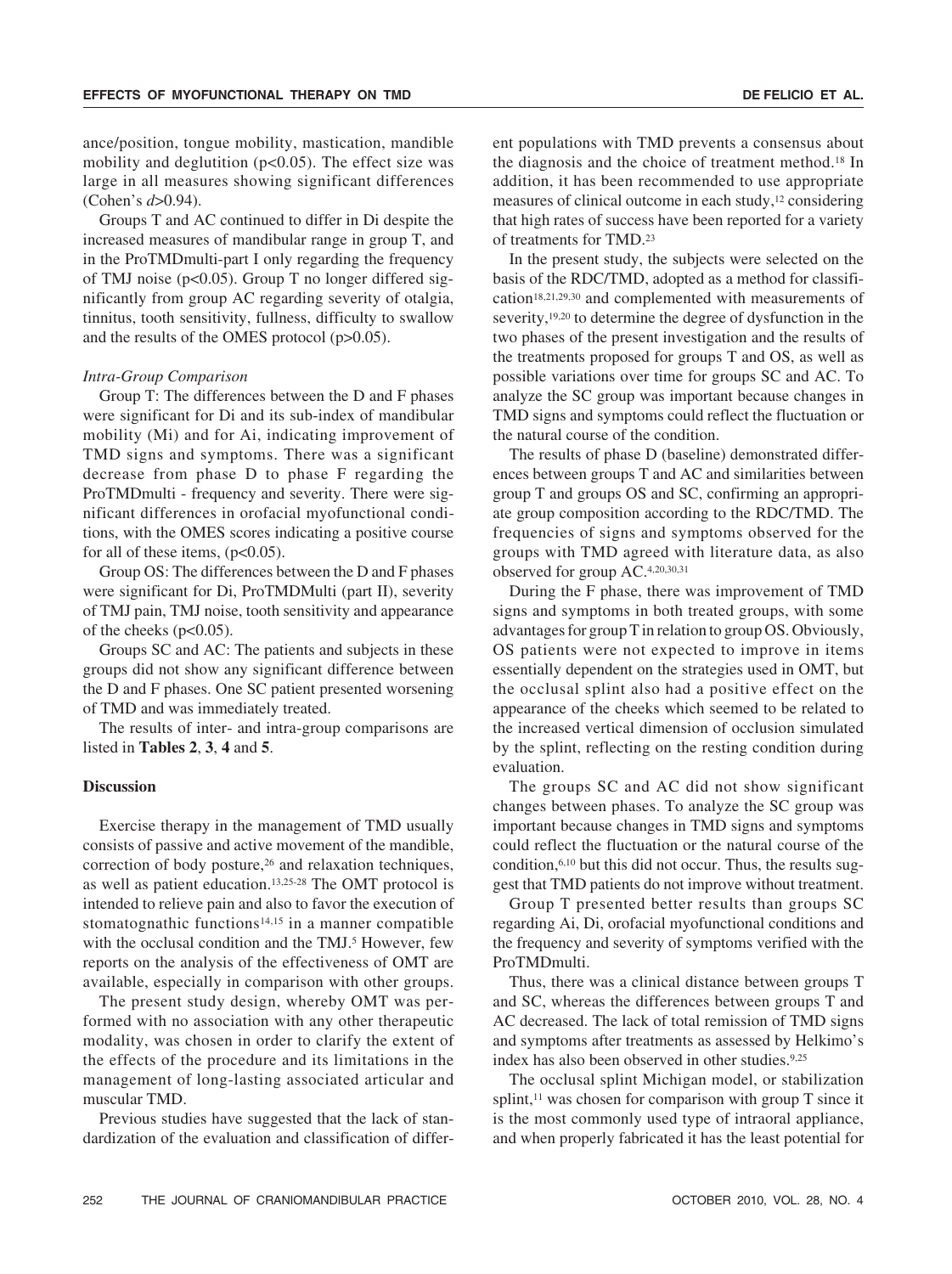ance/position, tongue mobility, mastication, mandible mobility and deglutition ($p<0.05$). The effect size was large in all measures showing significant differences (Cohen's $d>0.94$).

Groups T and AC continued to differ in Di despite the increased measures of mandibular range in group T, and in the ProTMDmulti-part I only regarding the frequency of TMJ noise ($p<0.05$). Group T no longer differed significantly from group AC regarding severity of otalgia, tinnitus, tooth sensitivity, fullness, difficulty to swallow and the results of the OMES protocol ($p>0.05$).

*Intra-Group Comparison*

Group T: The differences between the D and F phases were significant for Di and its sub-index of mandibular mobility (Mi) and for Ai, indicating improvement of TMD signs and symptoms. There was a significant decrease from phase D to phase F regarding the ProTMDmulti - frequency and severity. There were significant differences in orofacial myofunctional conditions, with the OMES scores indicating a positive course for all of these items, ($p<0.05$).

Group OS: The differences between the D and F phases were significant for Di, ProTMDMulti (part II), severity of TMJ pain, TMJ noise, tooth sensitivity and appearance of the cheeks ($p<0.05$).

Groups SC and AC: The patients and subjects in these groups did not show any significant difference between the D and F phases. One SC patient presented worsening of TMD and was immediately treated.

The results of inter- and intra-group comparisons are listed in **Tables 2**, **3**, **4** and **5**.

## Discussion

Exercise therapy in the management of TMD usually consists of passive and active movement of the mandible, correction of body posture,[26] and relaxation techniques, as well as patient education.[13,25-28] The OMT protocol is intended to relieve pain and also to favor the execution of stomatognathic functions[14,15] in a manner compatible with the occlusal condition and the TMJ.[5] However, few reports on the analysis of the effectiveness of OMT are available, especially in comparison with other groups.

The present study design, whereby OMT was performed with no association with any other therapeutic modality, was chosen in order to clarify the extent of the effects of the procedure and its limitations in the management of long-lasting associated articular and muscular TMD.

Previous studies have suggested that the lack of standardization of the evaluation and classification of different populations with TMD prevents a consensus about the diagnosis and the choice of treatment method.[18] In addition, it has been recommended to use appropriate measures of clinical outcome in each study,[12] considering that high rates of success have been reported for a variety of treatments for TMD.[23]

In the present study, the subjects were selected on the basis of the RDC/TMD, adopted as a method for classification[18,21,29,30] and complemented with measurements of severity,[19,20] to determine the degree of dysfunction in the two phases of the present investigation and the results of the treatments proposed for groups T and OS, as well as possible variations over time for groups SC and AC. To analyze the SC group was important because changes in TMD signs and symptoms could reflect the fluctuation or the natural course of the condition.

The results of phase D (baseline) demonstrated differences between groups T and AC and similarities between group T and groups OS and SC, confirming an appropriate group composition according to the RDC/TMD. The frequencies of signs and symptoms observed for the groups with TMD agreed with literature data, as also observed for group AC.[4,20,30,31]

During the F phase, there was improvement of TMD signs and symptoms in both treated groups, with some advantages for group T in relation to group OS. Obviously, OS patients were not expected to improve in items essentially dependent on the strategies used in OMT, but the occlusal splint also had a positive effect on the appearance of the cheeks which seemed to be related to the increased vertical dimension of occlusion simulated by the splint, reflecting on the resting condition during evaluation.

The groups SC and AC did not show significant changes between phases. To analyze the SC group was important because changes in TMD signs and symptoms could reflect the fluctuation or the natural course of the condition,[6,10] but this did not occur. Thus, the results suggest that TMD patients do not improve without treatment.

Group T presented better results than groups SC regarding Ai, Di, orofacial myofunctional conditions and the frequency and severity of symptoms verified with the ProTMDmulti.

Thus, there was a clinical distance between groups T and SC, whereas the differences between groups T and AC decreased. The lack of total remission of TMD signs and symptoms after treatments as assessed by Helkimo's index has also been observed in other studies.[9,25]

The occlusal splint Michigan model, or stabilization splint,[11] was chosen for comparison with group T since it is the most commonly used type of intraoral appliance, and when properly fabricated it has the least potential for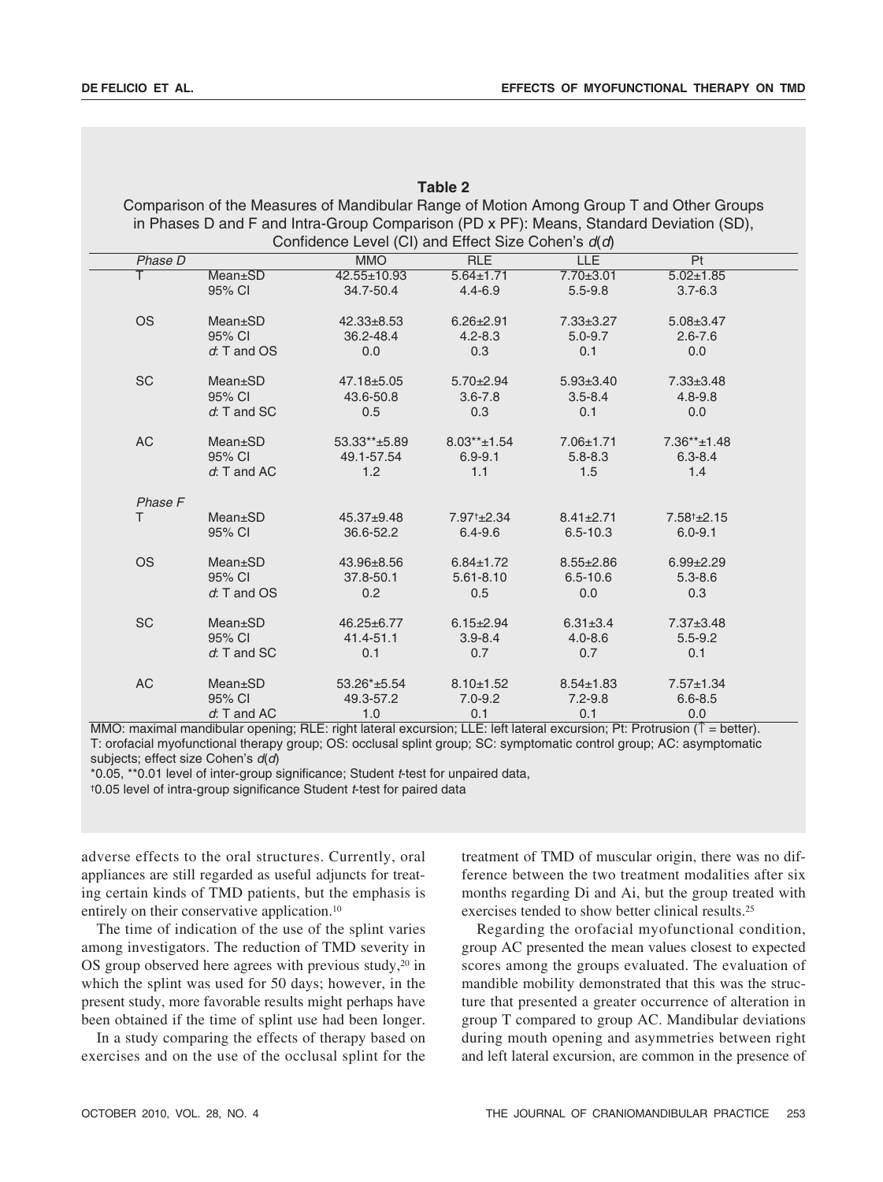**Table 2**

Comparison of the Measures of Mandibular Range of Motion Among Group T and Other Groups in Phases D and F and Intra-Group Comparison (PD x PF): Means, Standard Deviation (SD), Confidence Level (CI) and Effect Size Cohen's *d*(*d*)

| *Phase D* | | MMO | RLE | LLE | Pt |
|---|---|---|---|---|---|
| T | Mean±SD | 42.55±10.93 | 5.64±1.71 | 7.70±3.01 | 5.02±1.85 |
| | 95% CI | 34.7-50.4 | 4.4-6.9 | 5.5-9.8 | 3.7-6.3 |
| OS | Mean±SD | 42.33±8.53 | 6.26±2.91 | 7.33±3.27 | 5.08±3.47 |
| | 95% CI | 36.2-48.4 | 4.2-8.3 | 5.0-9.7 | 2.6-7.6 |
| | *d*: T and OS | 0.0 | 0.3 | 0.1 | 0.0 |
| SC | Mean±SD | 47.18±5.05 | 5.70±2.94 | 5.93±3.40 | 7.33±3.48 |
| | 95% CI | 43.6-50.8 | 3.6-7.8 | 3.5-8.4 | 4.8-9.8 |
| | *d*: T and SC | 0.5 | 0.3 | 0.1 | 0.0 |
| AC | Mean±SD | 53.33**±5.89 | 8.03**±1.54 | 7.06±1.71 | 7.36**±1.48 |
| | 95% CI | 49.1-57.54 | 6.9-9.1 | 5.8-8.3 | 6.3-8.4 |
| | *d*: T and AC | 1.2 | 1.1 | 1.5 | 1.4 |
| *Phase F* | | | | | |
| T | Mean±SD | 45.37±9.48 | 7.97†±2.34 | 8.41±2.71 | 7.58†±2.15 |
| | 95% CI | 36.6-52.2 | 6.4-9.6 | 6.5-10.3 | 6.0-9.1 |
| OS | Mean±SD | 43.96±8.56 | 6.84±1.72 | 8.55±2.86 | 6.99±2.29 |
| | 95% CI | 37.8-50.1 | 5.61-8.10 | 6.5-10.6 | 5.3-8.6 |
| | *d*: T and OS | 0.2 | 0.5 | 0.0 | 0.3 |
| SC | Mean±SD | 46.25±6.77 | 6.15±2.94 | 6.31±3.4 | 7.37±3.48 |
| | 95% CI | 41.4-51.1 | 3.9-8.4 | 4.0-8.6 | 5.5-9.2 |
| | *d*: T and SC | 0.1 | 0.7 | 0.7 | 0.1 |
| AC | Mean±SD | 53.26*±5.54 | 8.10±1.52 | 8.54±1.83 | 7.57±1.34 |
| | 95% CI | 49.3-57.2 | 7.0-9.2 | 7.2-9.8 | 6.6-8.5 |
| | *d*: T and AC | 1.0 | 0.1 | 0.1 | 0.0 |

MMO: maximal mandibular opening; RLE: right lateral excursion; LLE: left lateral excursion; Pt: Protrusion (↑ = better).
T: orofacial myofunctional therapy group; OS: occlusal splint group; SC: symptomatic control group; AC: asymptomatic subjects; effect size Cohen's *d*(*d*)
*0.05, **0.01 level of inter-group significance; Student *t*-test for unpaired data,
†0.05 level of intra-group significance Student *t*-test for paired data

adverse effects to the oral structures. Currently, oral appliances are still regarded as useful adjuncts for treating certain kinds of TMD patients, but the emphasis is entirely on their conservative application.[10]

The time of indication of the use of the splint varies among investigators. The reduction of TMD severity in OS group observed here agrees with previous study,[20] in which the splint was used for 50 days; however, in the present study, more favorable results might perhaps have been obtained if the time of splint use had been longer.

In a study comparing the effects of therapy based on exercises and on the use of the occlusal splint for the treatment of TMD of muscular origin, there was no difference between the two treatment modalities after six months regarding Di and Ai, but the group treated with exercises tended to show better clinical results.[25]

Regarding the orofacial myofunctional condition, group AC presented the mean values closest to expected scores among the groups evaluated. The evaluation of mandible mobility demonstrated that this was the structure that presented a greater occurrence of alteration in group T compared to group AC. Mandibular deviations during mouth opening and asymmetries between right and left lateral excursion, are common in the presence of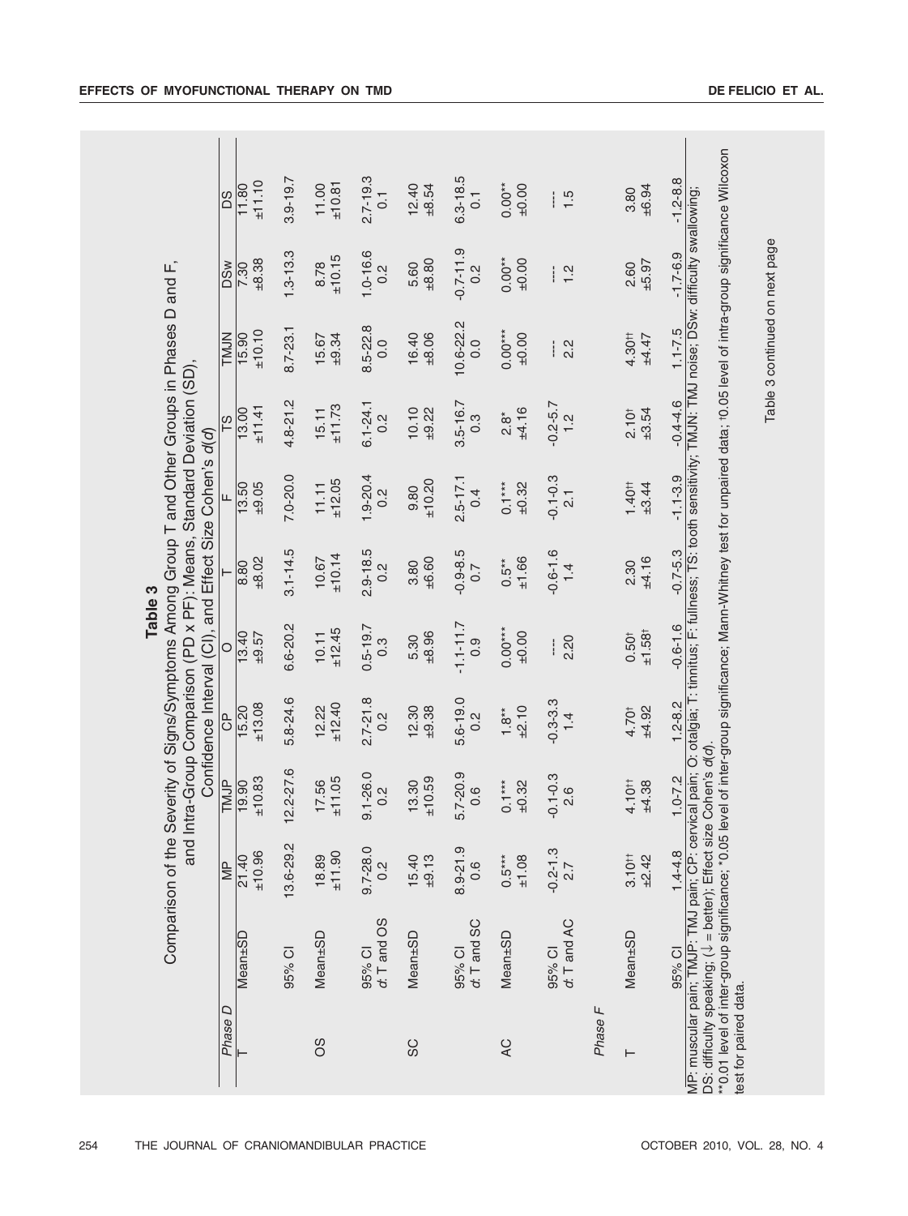**Table 3**

Comparison of the Severity of Signs/Symptoms Among Group T and Other Groups in Phases D and F, and Intra-Group Comparison (PD x PF): Means, Standard Deviation (SD), Confidence Interval (CI), and Effect Size Cohen's *d*(*d*)

| | | MP | TMJP | CP | O | T | F | TS | TMJN | DSw | DS |
|---|---|---|---|---|---|---|---|---|---|---|---|
| *Phase D* | | | | | | | | | | | |
| T | Mean±SD | 21.40 ±10.96 | 19.90 ±10.83 | 15.20 ±13.08 | 13.40 ±9.57 | 8.80 ±8.02 | 13.50 ±9.05 | 13.00 ±11.41 | 15.90 ±10.10 | 7.30 ±8.38 | 11.80 ±11.10 |
| | 95% CI | 13.6-29.2 | 12.2-27.6 | 5.8-24.6 | 6.6-20.2 | 3.1-14.5 | 7.0-20.0 | 4.8-21.2 | 8.7-23.1 | 1.3-13.3 | 3.9-19.7 |
| OS | Mean±SD | 18.89 ±11.90 | 17.56 ±11.05 | 12.22 ±12.40 | 10.11 ±12.45 | 10.67 ±10.14 | 11.11 ±12.05 | 15.11 ±11.73 | 15.67 ±9.34 | 8.78 ±10.15 | 11.00 ±10.81 |
| | 95% CI *d*: T and OS | 9.7-28.0 0.2 | 9.1-26.0 0.2 | 2.7-21.8 0.2 | 0.5-19.7 0.3 | 2.9-18.5 0.2 | 1.9-20.4 0.2 | 6.1-24.1 0.2 | 8.5-22.8 0.0 | 1.0-16.6 0.2 | 2.7-19.3 0.1 |
| SC | Mean±SD | 15.40 ±9.13 | 13.30 ±10.59 | 12.30 ±9.38 | 5.30 ±8.96 | 3.80 ±6.60 | 9.80 ±10.20 | 10.10 ±9.22 | 16.40 ±8.06 | 5.60 ±8.80 | 12.40 ±8.54 |
| | 95% CI *d*: T and SC | 8.9-21.9 0.6 | 5.7-20.9 0.6 | 5.6-19.0 0.2 | -1.1-11.7 0.9 | -0.9-8.5 0.7 | 2.5-17.1 0.4 | 3.5-16.7 0.3 | 10.6-22.2 0.0 | -0.7-11.9 0.2 | 6.3-18.5 0.1 |
| AC | Mean±SD | 0.5*** ±1.08 | 0.1*** ±0.32 | 1.8** ±2.10 | 0.00*** ±0.00 | 0.5** ±1.66 | 0.1*** ±0.32 | 2.8* ±4.16 | 0.00*** ±0.00 | 0.00** ±0.00 | 0.00** ±0.00 |
| | 95% CI *d*: T and AC | -0.2-1.3 2.7 | -0.1-0.3 2.6 | -0.3-3.3 1.4 | ---- 2.20 | -0.6-1.6 1.4 | -0.1-0.3 2.1 | -0.2-5.7 1.2 | ---- 2.2 | ---- 1.2 | ---- 1.5 |
| *Phase F* | | | | | | | | | | | |
| T | Mean±SD | 3.10†† ±2.42 | 4.10†† ±4.38 | 4.70† ±4.92 | 0.50† ±1.58† | 2.30 ±4.16 | 1.40†† ±3.44 | 2.10† ±3.54 | 4.30†† ±4.47 | 2.60 ±5.97 | 3.80 ±6.94 |
| | 95% CI | 1.4-4.8 | 1.0-7.2 | 1.2-8.2 | -0.6-1.6 | -0.7-5.3 | -1.1-3.9 | -0.4-4.6 | 1.1-7.5 | -1.7-6.9 | -1.2-8.8 |

MP: muscular pain; TMJP: TMJ pain; CP: cervical pain; O: otalgia; T: tinnitus; F: fullness; TS: tooth sensitivity; TMJN: TMJ noise; DSw: difficulty swallowing; DS: difficulty speaking; (↓ = better); Effect size Cohen's *d*(*d*).
**0.01 level of inter-group significance; *0.05 level of inter-group significance; Mann-Whitney test for unpaired data; †0.05 level of intra-group significance Wilcoxon test for paired data.

Table 3 continued on next page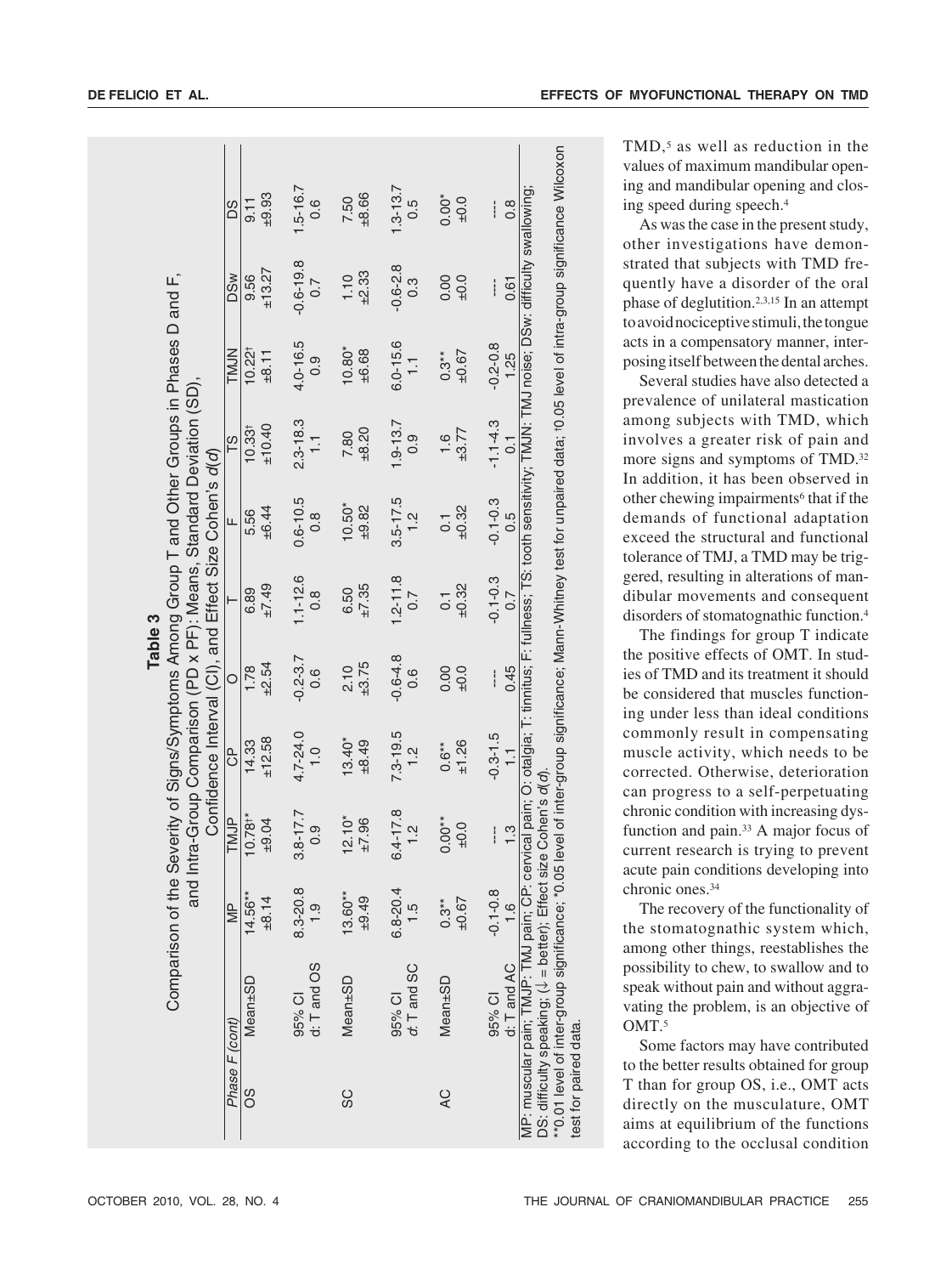**Table 3**
Comparison of the Severity of Signs/Symptoms Among Group T and Other Groups in Phases D and F, and Intra-Group Comparison (PD x PF): Means, Standard Deviation (SD), Confidence Interval (CI), and Effect Size Cohen's *d(d)*

| *Phase F (cont)* | | MP | TMJP | CP | O | T | F | TS | TMJN | DSw | DS |
|---|---|---|---|---|---|---|---|---|---|---|---|
| OS | Mean±SD | 14.56** ±8.14 | 10.78†* ±9.04 | 14.33 ±12.58 | 1.78 ±2.54 | 6.89 ±7.49 | 5.56 ±6.44 | 10.33† ±10.40 | 10.22† ±8.11 | 9.56 ±13.27 | 9.11 ±9.93 |
| | 95% CI | 8.3-20.8 | 3.8-17.7 | 4.7-24.0 | -0.2-3.7 | 1.1-12.6 | 0.6-10.5 | 2.3-18.3 | 4.0-16.5 | -0.6-19.8 | 1.5-16.7 |
| | d: T and OS | 1.9 | 0.9 | 1.0 | 0.6 | 0.8 | 0.8 | 1.1 | 0.9 | 0.7 | 0.6 |
| SC | Mean±SD | 13.60** ±9.49 | 12.10* ±7.96 | 13.40* ±8.49 | 2.10 ±3.75 | 6.50 ±7.35 | 10.50* ±9.82 | 7.80 ±8.20 | 10.80* ±6.68 | 1.10 ±2.33 | 7.50 ±8.66 |
| | 95% CI | 6.8-20.4 | 6.4-17.8 | 7.3-19.5 | -0.6-4.8 | 1.2-11.8 | 3.5-17.5 | 1.9-13.7 | 6.0-15.6 | -0.6-2.8 | 1.3-13.7 |
| | *d*: T and SC | 1.5 | 1.2 | 1.2 | 0.6 | 0.7 | 1.2 | 0.9 | 1.1 | 0.3 | 0.5 |
| AC | Mean±SD | 0.3** ±0.67 | 0.00** ±0.0 | 0.6** ±1.26 | 0.00 ±0.0 | 0.1 ±0.32 | 0.1 ±0.32 | 1.6 ±3.77 | 0.3** ±0.67 | 0.00 ±0.0 | 0.00* ±0.0 |
| | 95% CI | -0.1-0.8 | --- | -0.3-1.5 | --- | -0.1-0.3 | -0.1-0.3 | -1.1-4.3 | -0.2-0.8 | --- | --- |
| | d: T and AC | 1.6 | 1.3 | 1.1 | 0.45 | 0.7 | 0.5 | 0.1 | 1.25 | 0.61 | 0.8 |

MP: muscular pain; TMJP: TMJ pain; CP: cervical pain; O: otalgia; T: tinnitus; F: fullness; TS: tooth sensitivity; TMJN: TMJ noise; DSw: difficulty swallowing; DS: difficulty speaking; (↓ = better); Effect size Cohen's *d(d)*.
**0.01 level of inter-group significance; *0.05 level of inter-group significance: Mann-Whitney test for unpaired data; †0.05 level of intra-group significance Wilcoxon test for paired data.

TMD,[5] as well as reduction in the values of maximum mandibular opening and mandibular opening and closing speed during speech.[4]

As was the case in the present study, other investigations have demonstrated that subjects with TMD frequently have a disorder of the oral phase of deglutition.[2,3,15] In an attempt to avoid nociceptive stimuli, the tongue acts in a compensatory manner, interposing itself between the dental arches.

Several studies have also detected a prevalence of unilateral mastication among subjects with TMD, which involves a greater risk of pain and more signs and symptoms of TMD.[32] In addition, it has been observed in other chewing impairments[6] that if the demands of functional adaptation exceed the structural and functional tolerance of TMJ, a TMD may be triggered, resulting in alterations of mandibular movements and consequent disorders of stomatognathic function.[4]

The findings for group T indicate the positive effects of OMT. In studies of TMD and its treatment it should be considered that muscles functioning under less than ideal conditions commonly result in compensating muscle activity, which needs to be corrected. Otherwise, deterioration can progress to a self-perpetuating chronic condition with increasing dysfunction and pain.[33] A major focus of current research is trying to prevent acute pain conditions developing into chronic ones.[34]

The recovery of the functionality of the stomatognathic system which, among other things, reestablishes the possibility to chew, to swallow and to speak without pain and without aggravating the problem, is an objective of OMT.[5]

Some factors may have contributed to the better results obtained for group T than for group OS, i.e., OMT acts directly on the musculature, OMT aims at equilibrium of the functions according to the occlusal condition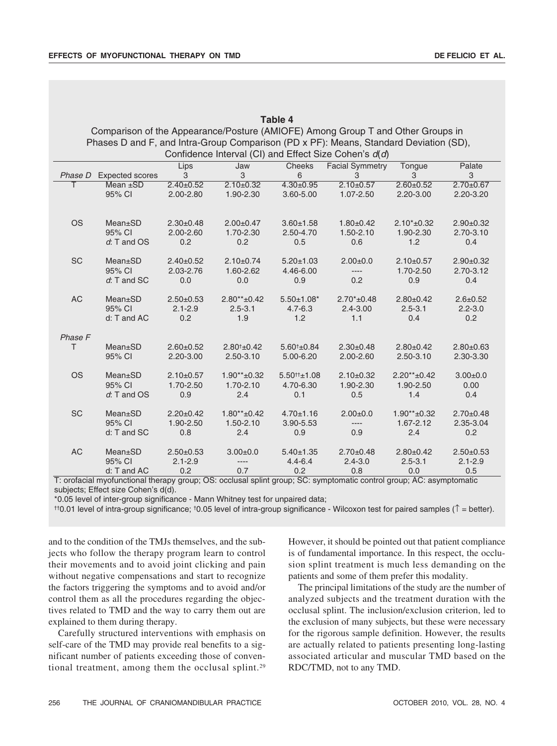**Table 4**
Comparison of the Appearance/Posture (AMIOFE) Among Group T and Other Groups in Phases D and F, and Intra-Group Comparison (PD x PF): Means, Standard Deviation (SD), Confidence Interval (CI) and Effect Size Cohen's *d*(*d*)

| | | Lips | Jaw | Cheeks | Facial Symmetry | Tongue | Palate |
|---|---|---|---|---|---|---|---|
| *Phase D* | Expected scores | 3 | 3 | 6 | 3 | 3 | 3 |
| T | Mean ±SD | 2.40±0.52 | 2.10±0.32 | 4.30±0.95 | 2.10±0.57 | 2.60±0.52 | 2.70±0.67 |
| | 95% CI | 2.00-2.80 | 1.90-2.30 | 3.60-5.00 | 1.07-2.50 | 2.20-3.00 | 2.20-3.20 |
| OS | Mean±SD | 2.30±0.48 | 2.00±0.47 | 3.60±1.58 | 1.80±0.42 | 2.10*±0.32 | 2.90±0.32 |
| | 95% CI | 2.00-2.60 | 1.70-2.30 | 2.50-4.70 | 1.50-2.10 | 1.90-2.30 | 2.70-3.10 |
| | *d*: T and OS | 0.2 | 0.2 | 0.5 | 0.6 | 1.2 | 0.4 |
| SC | Mean±SD | 2.40±0.52 | 2.10±0.74 | 5.20±1.03 | 2.00±0.0 | 2.10±0.57 | 2.90±0.32 |
| | 95% CI | 2.03-2.76 | 1.60-2.62 | 4.46-6.00 | ---- | 1.70-2.50 | 2.70-3.12 |
| | *d*: T and SC | 0.0 | 0.0 | 0.9 | 0.2 | 0.9 | 0.4 |
| AC | Mean±SD | 2.50±0.53 | 2.80**±0.42 | 5.50±1.08* | 2.70*±0.48 | 2.80±0.42 | 2.6±0.52 |
| | 95% CI | 2.1-2.9 | 2.5-3.1 | 4.7-6.3 | 2.4-3.00 | 2.5-3.1 | 2.2-3.0 |
| | d: T and AC | 0.2 | 1.9 | 1.2 | 1.1 | 0.4 | 0.2 |
| *Phase F* | | | | | | | |
| T | Mean±SD | 2.60±0.52 | 2.80†±0.42 | 5.60†±0.84 | 2.30±0.48 | 2.80±0.42 | 2.80±0.63 |
| | 95% CI | 2.20-3.00 | 2.50-3.10 | 5.00-6.20 | 2.00-2.60 | 2.50-3.10 | 2.30-3.30 |
| OS | Mean±SD | 2.10±0.57 | 1.90**±0.32 | 5.50††±1.08 | 2.10±0.32 | 2.20**±0.42 | 3.00±0.0 |
| | 95% CI | 1.70-2.50 | 1.70-2.10 | 4.70-6.30 | 1.90-2.30 | 1.90-2.50 | 0.00 |
| | *d*: T and OS | 0.9 | 2.4 | 0.1 | 0.5 | 1.4 | 0.4 |
| SC | Mean±SD | 2.20±0.42 | 1.80**±0.42 | 4.70±1.16 | 2.00±0.0 | 1.90**±0.32 | 2.70±0.48 |
| | 95% CI | 1.90-2.50 | 1.50-2.10 | 3.90-5.53 | ---- | 1.67-2.12 | 2.35-3.04 |
| | d: T and SC | 0.8 | 2.4 | 0.9 | 0.9 | 2.4 | 0.2 |
| AC | Mean±SD | 2.50±0.53 | 3.00±0.0 | 5.40±1.35 | 2.70±0.48 | 2.80±0.42 | 2.50±0.53 |
| | 95% CI | 2.1-2.9 | ---- | 4.4-6.4 | 2.4-3.0 | 2.5-3.1 | 2.1-2.9 |
| | d: T and AC | 0.2 | 0.7 | 0.2 | 0.8 | 0.0 | 0.5 |

T: orofacial myofunctional therapy group; OS: occlusal splint group; SC: symptomatic control group; AC: asymptomatic subjects; Effect size Cohen's d(d).
*0.05 level of inter-group significance - Mann Whitney test for unpaired data;
††0.01 level of intra-group significance; †0.05 level of intra-group significance - Wilcoxon test for paired samples (↑ = better).

and to the condition of the TMJs themselves, and the subjects who follow the therapy program learn to control their movements and to avoid joint clicking and pain without negative compensations and start to recognize the factors triggering the symptoms and to avoid and/or control them as all the procedures regarding the objectives related to TMD and the way to carry them out are explained to them during therapy.

Carefully structured interventions with emphasis on self-care of the TMD may provide real benefits to a significant number of patients exceeding those of conventional treatment, among them the occlusal splint.[29] However, it should be pointed out that patient compliance is of fundamental importance. In this respect, the occlusion splint treatment is much less demanding on the patients and some of them prefer this modality.

The principal limitations of the study are the number of analyzed subjects and the treatment duration with the occlusal splint. The inclusion/exclusion criterion, led to the exclusion of many subjects, but these were necessary for the rigorous sample definition. However, the results are actually related to patients presenting long-lasting associated articular and muscular TMD based on the RDC/TMD, not to any TMD.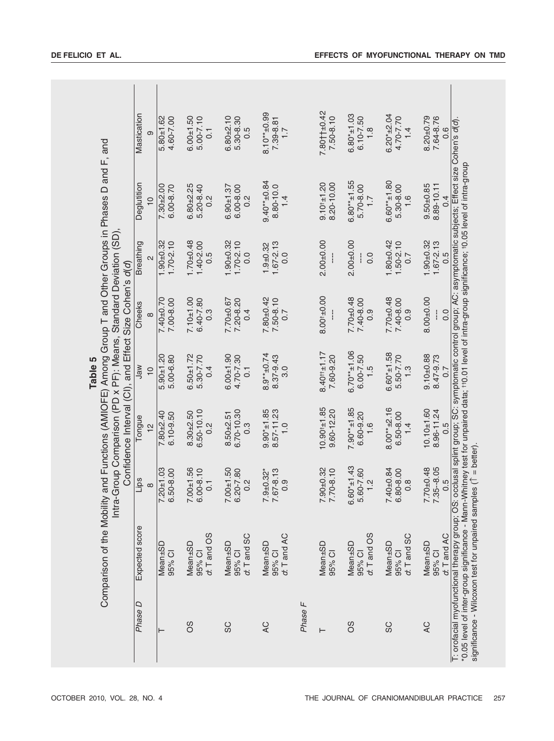**Table 5**

**Comparison of the Mobility and Functions (AMIOFE) Among Group T and Other Groups in Phases D and F, and Intra-Group Comparison (PD x PF): Means, Standard Deviation (SD), Confidence Interval (CI), and Effect Size Cohen's *d*(*d*)**

| *Phase D* | Expected score | Lips 8 | Tongue 12 | Jaw 10 | Cheeks 8 | Breathing 2 | Deglutition 10 | Mastication 9 |
|---|---|---|---|---|---|---|---|---|
| T | Mean±SD | 7.20±1.03 | 7.80±2.40 | 5.90±1.20 | 7.40±0.70 | 1.90±0.32 | 7.30±2.00 | 5.80±1.62 |
| | 95% CI | 6.50-8.00 | 6.10-9.50 | 5.00-6.80 | 7.00-8.00 | 1.70-2.10 | 6.00-8.70 | 4.60-7.00 |
| OS | Mean±SD | 7.00±1.56 | 8.30±2.50 | 6.50±1.72 | 7.10±1.00 | 1.70±0.48 | 6.80±2.25 | 6.00±1.50 |
| | 95% CI | 6.00-8.10 | 6.50-10.10 | 5.30-7.70 | 6.40-7.80 | 1.40-2.00 | 5.20-8.40 | 5.00-7.10 |
| | *d*: T and OS | 0.1 | 0.2 | 0.4 | 0.3 | 0.5 | 0.2 | 0.1 |
| SC | Mean±SD | 7.00±1.50 | 8.50±2.51 | 6.00±1.90 | 7.70±0.67 | 1.90±0.32 | 6.90±1.37 | 6.80±2.10 |
| | 95% CI | 6.20-7.80 | 6.70-10.30 | 4.70-7.30 | 7.20-8.20 | 1.70-2.10 | 6.00-8.00 | 5.30-8.30 |
| | *d*: T and SC | 0.2 | 0.3 | 0.1 | 0.4 | 0.0 | 0.2 | 0.5 |
| AC | Mean±SD | 7.9±0.32* | 9.90**±1.85 | 8.9**±0.74 | 7.80±0.42 | 1.9±0.32 | 9.40**±0.84 | 8.10**±0.99 |
| | 95% CI | 7.67-8.13 | 8.57-11.23 | 8.37-9.43 | 7.50-8.10 | 1.67-2.13 | 8.80-10.0 | 7.39-8.81 |
| | *d*: T and AC | 0.9 | 1.0 | 3.0 | 0.7 | 0.0 | 1.4 | 1.7 |
| *Phase F* | | | | | | | | |
| T | Mean±SD | 7.90±0.32 | 10.90†±1.85 | 8.40††±1.17 | 8.00†±0.00 | 2.00±0.00 | 9.10†±1.20 | 7.80††±0.42 |
| | 95% CI | 7.70-8.10 | 9.60-12.20 | 7.60-9.20 | --- | --- | 8.20-10.00 | 7.50-8.10 |
| OS | Mean±SD | 6.60*±1.43 | 7.90**±1.85 | 6.70**±1.06 | 7.70±0.48 | 2.00±0.00 | 6.80**±1.55 | 6.80*±1.03 |
| | 95% CI | 5.60-7.60 | 6.60-9.20 | 6.00-7.50 | 7.40-8.00 | --- | 5.70-8.00 | 6.10-7.50 |
| | *d*: T and OS | 1.2 | 1.6 | 1.5 | 0.9 | 0.0 | 1.7 | 1.8 |
| SC | Mean±SD | 7.40±0.84 | 8.00**±2.16 | 6.60*±1.58 | 7.70±0.48 | 1.80±0.42 | 6.60**±1.80 | 6.20*±2.04 |
| | 95% CI | 6.80-8.00 | 6.50-8.00 | 5.50-7.70 | 7.40-8.00 | 1.50-2.10 | 5.30-8.00 | 4.70-7.70 |
| | *d*: T and SC | 0.8 | 1.4 | 1.3 | 0.9 | 0.7 | 1.6 | 1.4 |
| AC | Mean±SD | 7.70±0.48 | 10.10±1.60 | 9.10±0.88 | 8.00±0.00 | 1.90±0.32 | 9.50±0.85 | 8.20±0.79 |
| | 95% CI | 7.35--8.05 | 8.96-11.24 | 8.47-9.73 | --- | 1.67-2.13 | 8.89-10.11 | 7.64-8.76 |
| | *d*: T and AC | 0.5 | 0.5 | 0.7 | 0.0 | 0.5 | 0.4 | 0.6 |

T: orofacial myofunctional therapy group; OS: occlusal splint group; SC: symptomatic control group; AC: asymptomatic subjects; Effect size Cohen's *d*(*d*).
*0.05 level of inter-group significance - Mann-Whitney test for unpaired data; ††0.01 level of intra-group significance; †0.05 level of intra-group significance - Wilcoxon test for unpaired samples (↑ = better).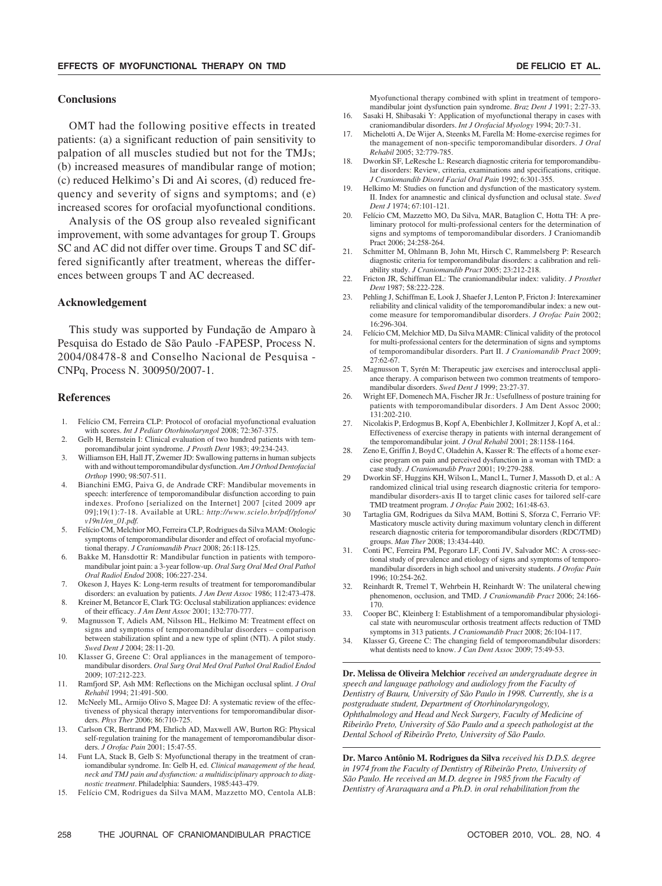## Conclusions

OMT had the following positive effects in treated patients: (a) a significant reduction of pain sensitivity to palpation of all muscles studied but not for the TMJs; (b) increased measures of mandibular range of motion; (c) reduced Helkimo's Di and Ai scores, (d) reduced frequency and severity of signs and symptoms; and (e) increased scores for orofacial myofunctional conditions.

Analysis of the OS group also revealed significant improvement, with some advantages for group T. Groups SC and AC did not differ over time. Groups T and SC differed significantly after treatment, whereas the differences between groups T and AC decreased.

## Acknowledgement

This study was supported by Fundação de Amparo à Pesquisa do Estado de São Paulo -FAPESP, Process N. 2004/08478-8 and Conselho Nacional de Pesquisa - CNPq, Process N. 300950/2007-1.

## References

1. Felício CM, Ferreira CLP: Protocol of orofacial myofunctional evaluation with scores. *Int J Pediatr Otorhinolaryngol* 2008; 72:367-375.
2. Gelb H, Bernstein I: Clinical evaluation of two hundred patients with temporomandibular joint syndrome. *J Prosth Dent* 1983; 49:234-243.
3. Williamson EH, Hall JT, Zwemer JD: Swallowing patterns in human subjects with and without temporomandibular dysfunction. *Am J Orthod Dentofacial Orthop* 1990; 98:507-511.
4. Bianchini EMG, Paiva G, de Andrade CRF: Mandibular movements in speech: interference of temporomandibular disfunction according to pain indexes. Profono [serialized on the Internet] 2007 [cited 2009 apr 09];19(1):7-18. Available at URL: *http://www.scielo.br/pdf/pfono/v19n1/en_01.pdf.*
5. Felício CM, Melchior MO, Ferreira CLP, Rodrigues da Silva MAM: Otologic symptoms of temporomandibular disorder and effect of orofacial myofunctional therapy. *J Craniomandib Pract* 2008; 26:118-125.
6. Bakke M, Hansdottir R: Mandibular function in patients with temporomandibular joint pain: a 3-year follow-up. *Oral Surg Oral Med Oral Pathol Oral Radiol Endod* 2008; 106:227-234.
7. Okeson J, Hayes K: Long-term results of treatment for temporomandibular disorders: an evaluation by patients. *J Am Dent Assoc* 1986; 112:473-478.
8. Kreiner M, Betancor E, Clark TG: Occlusal stabilization appliances: evidence of their efficacy. *J Am Dent Assoc* 2001; 132:770-777.
9. Magnusson T, Adiels AM, Nilsson HL, Helkimo M: Treatment effect on signs and symptoms of temporomandibular disorders – comparison between stabilization splint and a new type of splint (NTI). A pilot study. *Swed Dent J* 2004; 28:11-20.
10. Klasser G, Greene C: Oral appliances in the management of temporomandibular disorders. *Oral Surg Oral Med Oral Pathol Oral Radiol Endod* 2009; 107:212-223.
11. Ramfjord SP, Ash MM: Reflections on the Michigan occlusal splint. *J Oral Rehabil* 1994; 21:491-500.
12. McNeely ML, Armijo Olivo S, Magee DJ: A systematic review of the effectiveness of physical therapy interventions for temporomandibular disorders. *Phys Ther* 2006; 86:710-725.
13. Carlson CR, Bertrand PM, Ehrlich AD, Maxwell AW, Burton RG: Physical self-regulation training for the management of temporomandibular disorders. *J Orofac Pain* 2001; 15:47-55.
14. Funt LA, Stack B, Gelb S: Myofunctional therapy in the treatment of craniomandibular syndrome. In: Gelb H, ed. *Clinical management of the head, neck and TMJ pain and dysfunction: a multidisciplinary approach to diagnostic treatment*. Philadelphia: Saunders, 1985:443-479.
15. Felício CM, Rodrigues da Silva MAM, Mazzetto MO, Centola ALB: Myofunctional therapy combined with splint in treatment of temporomandibular joint dysfunction pain syndrome. *Braz Dent J* 1991; 2:27-33.
16. Sasaki H, Shibasaki Y: Application of myofunctional therapy in cases with craniomandibular disorders. *Int J Orofacial Myology* 1994; 20:7-31.
17. Michelotti A, De Wijer A, Steenks M, Farella M: Home-exercise regimes for the management of non-specific temporomandibular disorders. *J Oral Rehabil* 2005; 32:779-785.
18. Dworkin SF, LeResche L: Research diagnostic criteria for temporomandibular disorders: Review, criteria, examinations and specifications, critique. *J Craniomandib Disord Facial Oral Pain* 1992; 6:301-355.
19. Helkimo M: Studies on function and dysfunction of the masticatory system. II. Index for anamnestic and clinical dysfunction and oclusal state. *Swed Dent J* 1974; 67:101-121.
20. Felício CM, Mazzetto MO, Da Silva, MAR, Bataglion C, Hotta TH: A preliminary protocol for multi-professional centers for the determination of signs and symptoms of temporomandibular disorders. J Craniomandib Pract 2006; 24:258-264.
21. Schmitter M, Ohlmann B, John Mt, Hirsch C, Rammelsberg P: Research diagnostic criteria for temporomandibular disorders: a calibration and reliability study. *J Craniomandib Pract* 2005; 23:212-218.
22. Fricton JR, Schiffman EL: The craniomandibular index: validity. *J Prosthet Dent* 1987; 58:222-228.
23. Pehling J, Schiffman E, Look J, Shaefer J, Lenton P, Fricton J: Interexaminer reliability and clinical validity of the temporomandibular index: a new outcome measure for temporomandibular disorders. *J Orofac Pain* 2002; 16:296-304.
24. Felício CM, Melchior MD, Da Silva MAMR: Clinical validity of the protocol for multi-professional centers for the determination of signs and symptoms of temporomandibular disorders. Part II. *J Craniomandib Pract* 2009; 27:62-67.
25. Magnusson T, Syrén M: Therapeutic jaw exercises and interocclusal appliance therapy. A comparison between two common treatments of temporomandibular disorders. *Swed Dent J* 1999; 23:27-37.
26. Wright EF, Domenech MA, Fischer JR Jr.: Usefullness of posture training for patients with temporomandibular disorders. J Am Dent Assoc 2000; 131:202-210.
27. Nicolakis P, Erdogmus B, Kopf A, Ebenbichler J, Kollmitzer J, Kopf A, et al.: Effectiveness of exercise therapy in patients with internal derangement of the temporomandibular joint. *J Oral Rehabil* 2001; 28:1158-1164.
28. Zeno E, Griffin J, Boyd C, Oladehin A, Kasser R: The effects of a home exercise program on pain and perceived dysfunction in a woman with TMD: a case study. *J Craniomandib Pract* 2001; 19:279-288.
29. Dworkin SF, Huggins KH, Wilson L, Mancl L, Turner J, Massoth D, et al.: A randomized clinical trial using research diagnostic criteria for temporomandibular disorders-axis II to target clinic cases for tailored self-care TMD treatment program. *J Orofac Pain* 2002; 161:48-63.
30. Tartaglia GM, Rodrigues da Silva MAM, Bottini S, Sforza C, Ferrario VF: Masticatory muscle activity during maximum voluntary clench in different research diagnostic criteria for temporomandibular disorders (RDC/TMD) groups. *Man Ther* 2008; 13:434-440.
31. Conti PC, Ferreira PM, Pegoraro LF, Conti JV, Salvador MC: A cross-sectional study of prevalence and etiology of signs and symptoms of temporomandibular disorders in high school and university students. *J Orofac Pain* 1996; 10:254-262.
32. Reinhardt R, Tremel T, Wehrbein H, Reinhardt W: The unilateral chewing phenomenon, occlusion, and TMD. *J Craniomandib Pract* 2006; 24:166-170.
33. Cooper BC, Kleinberg I: Establishment of a temporomandibular physiological state with neuromuscular orthosis treatment affects reduction of TMD symptoms in 313 patients. *J Craniomandib Pract* 2008; 26:104-117.
34. Klasser G, Greene C: The changing field of temporomandibular disorders: what dentists need to know. *J Can Dent Assoc* 2009; 75:49-53.

---

**Dr. Melissa de Oliveira Melchior** *received an undergraduate degree in speech and language pathology and audiology from the Faculty of Dentistry of Bauru, University of São Paulo in 1998. Currently, she is a postgraduate student, Department of Otorhinolaryngology, Ophthalmology and Head and Neck Surgery, Faculty of Medicine of Ribeirão Preto, University of São Paulo and a speech pathologist at the Dental School of Ribeirão Preto, University of São Paulo.*

---

**Dr. Marco Antônio M. Rodrigues da Silva** *received his D.D.S. degree in 1974 from the Faculty of Dentistry of Ribeirão Preto, University of São Paulo. He received an M.D. degree in 1985 from the Faculty of Dentistry of Araraquara and a Ph.D. in oral rehabilitation from the*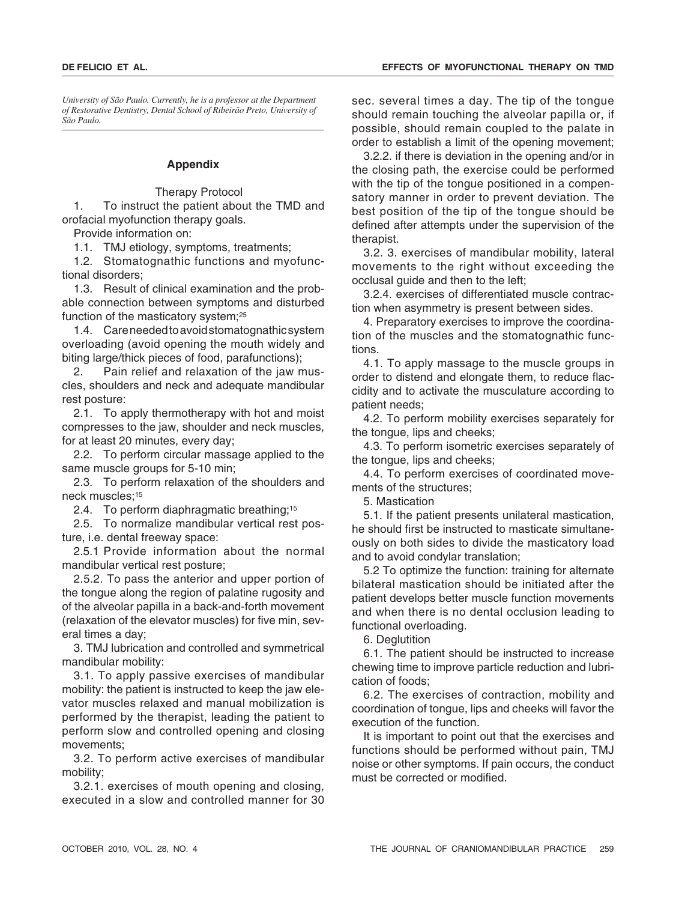*University of São Paulo. Currently, he is a professor at the Department of Restorative Dentistry, Dental School of Ribeirão Preto, University of São Paulo.*

## Appendix

Therapy Protocol

1. To instruct the patient about the TMD and orofacial myofunction therapy goals.

Provide information on:

1.1. TMJ etiology, symptoms, treatments;

1.2. Stomatognathic functions and myofunctional disorders;

1.3. Result of clinical examination and the probable connection between symptoms and disturbed function of the masticatory system;[25]

1.4. Care needed to avoid stomatognathic system overloading (avoid opening the mouth widely and biting large/thick pieces of food, parafunctions);

2. Pain relief and relaxation of the jaw muscles, shoulders and neck and adequate mandibular rest posture:

2.1. To apply thermotherapy with hot and moist compresses to the jaw, shoulder and neck muscles, for at least 20 minutes, every day;

2.2. To perform circular massage applied to the same muscle groups for 5-10 min;

2.3. To perform relaxation of the shoulders and neck muscles;[15]

2.4. To perform diaphragmatic breathing;[15]

2.5. To normalize mandibular vertical rest posture, i.e. dental freeway space:

2.5.1 Provide information about the normal mandibular vertical rest posture;

2.5.2. To pass the anterior and upper portion of the tongue along the region of palatine rugosity and of the alveolar papilla in a back-and-forth movement (relaxation of the elevator muscles) for five min, several times a day;

3. TMJ lubrication and controlled and symmetrical mandibular mobility:

3.1. To apply passive exercises of mandibular mobility: the patient is instructed to keep the jaw elevator muscles relaxed and manual mobilization is performed by the therapist, leading the patient to perform slow and controlled opening and closing movements;

3.2. To perform active exercises of mandibular mobility;

3.2.1. exercises of mouth opening and closing, executed in a slow and controlled manner for 30 sec. several times a day. The tip of the tongue should remain touching the alveolar papilla or, if possible, should remain coupled to the palate in order to establish a limit of the opening movement;

3.2.2. if there is deviation in the opening and/or in the closing path, the exercise could be performed with the tip of the tongue positioned in a compensatory manner in order to prevent deviation. The best position of the tip of the tongue should be defined after attempts under the supervision of the therapist.

3.2. 3. exercises of mandibular mobility, lateral movements to the right without exceeding the occlusal guide and then to the left;

3.2.4. exercises of differentiated muscle contraction when asymmetry is present between sides.

4. Preparatory exercises to improve the coordination of the muscles and the stomatognathic functions.

4.1. To apply massage to the muscle groups in order to distend and elongate them, to reduce flaccidity and to activate the musculature according to patient needs;

4.2. To perform mobility exercises separately for the tongue, lips and cheeks;

4.3. To perform isometric exercises separately of the tongue, lips and cheeks;

4.4. To perform exercises of coordinated movements of the structures;

5. Mastication

5.1. If the patient presents unilateral mastication, he should first be instructed to masticate simultaneously on both sides to divide the masticatory load and to avoid condylar translation;

5.2 To optimize the function: training for alternate bilateral mastication should be initiated after the patient develops better muscle function movements and when there is no dental occlusion leading to functional overloading.

6. Deglutition

6.1. The patient should be instructed to increase chewing time to improve particle reduction and lubrication of foods;

6.2. The exercises of contraction, mobility and coordination of tongue, lips and cheeks will favor the execution of the function.

It is important to point out that the exercises and functions should be performed without pain, TMJ noise or other symptoms. If pain occurs, the conduct must be corrected or modified.